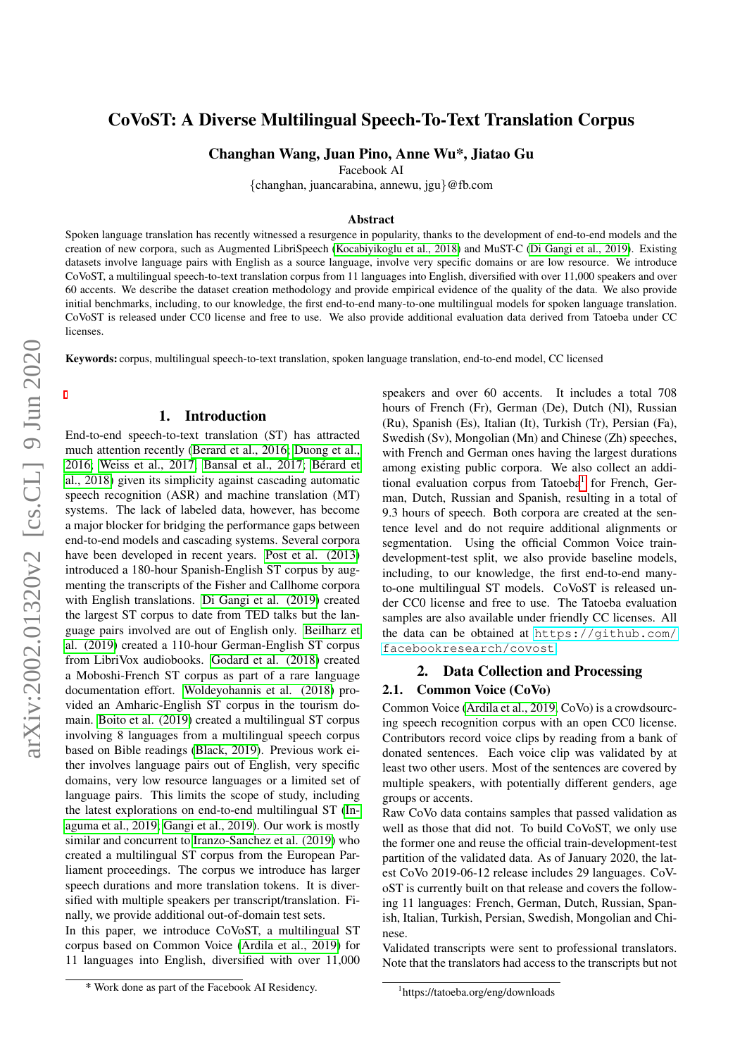# CoVoST: A Diverse Multilingual Speech-To-Text Translation Corpus

**Changhan Wang, Juan Pino, Anne Wu*, Jiatao Gu**

Facebook AI

{changhan, juancarabina, annewu, jgu}@fb.com

### Abstract

Spoken language translation has recently witnessed a resurgence in popularity, thanks to the development of end-to-end models and the creation of new corpora, such as Augmented LibriSpeech (Kocabiyikoglu et al., 2018) and MuST-C (Di Gangi et al., 2019). Existing datasets involve language pairs with English as a source language, involve very specific domains or are low resource. We introduce CoVoST, a multilingual speech-to-text translation corpus from 11 languages into English, diversified with over 11,000 speakers and over 60 accents. We describe the dataset creation methodology and provide empirical evidence of the quality of the data. We also provide initial benchmarks, including, to our knowledge, the first end-to-end many-to-one multilingual models for spoken language translation. CoVoST is released under CC0 license and free to use. We also provide additional evaluation data derived from Tatoeba under CC licenses.

**Keywords:** corpus, multilingual speech-to-text translation, spoken language translation, end-to-end model, CC licensed

## 1. Introduction

End-to-end speech-to-text translation (ST) has attracted much attention recently (Berard et al., 2016; Duong et al., 2016; Weiss et al., 2017; Bansal et al., 2017; Bérard et al., 2018) given its simplicity against cascading automatic speech recognition (ASR) and machine translation (MT) systems. The lack of labeled data, however, has become a major blocker for bridging the performance gaps between end-to-end models and cascading systems. Several corpora have been developed in recent years. Post et al. (2013) introduced a 180-hour Spanish-English ST corpus by augmenting the transcripts of the Fisher and Callhome corpora with English translations. Di Gangi et al. (2019) created the largest ST corpus to date from TED talks but the language pairs involved are out of English only. Beilharz et al. (2019) created a 110-hour German-English ST corpus from LibriVox audiobooks. Godard et al. (2018) created a Moboshi-French ST corpus as part of a rare language documentation effort. Woldeyohannis et al. (2018) provided an Amharic-English ST corpus in the tourism domain. Boito et al. (2019) created a multilingual ST corpus involving 8 languages from a multilingual speech corpus based on Bible readings (Black, 2019). Previous work either involves language pairs out of English, very specific domains, very low resource languages or a limited set of language pairs. This limits the scope of study, including the latest explorations on end-to-end multilingual ST (Inaguma et al., 2019; Gangi et al., 2019). Our work is mostly similar and concurrent to Iranzo-Sanchez et al. (2019) who created a multilingual ST corpus from the European Parliament proceedings. The corpus we introduce has larger speech durations and more translation tokens. It is diversified with multiple speakers per transcript/translation. Finally, we provide additional out-of-domain test sets.

In this paper, we introduce CoVoST, a multilingual ST corpus based on Common Voice (Ardila et al., 2019) for 11 languages into English, diversified with over 11,000 speakers and over 60 accents. It includes a total 708 hours of French (Fr), German (De), Dutch (Nl), Russian (Ru), Spanish (Es), Italian (It), Turkish (Tr), Persian (Fa), Swedish (Sv), Mongolian (Mn) and Chinese (Zh) speeches, with French and German ones having the largest durations among existing public corpora. We also collect an additional evaluation corpus from Tatoeba[1] for French, German, Dutch, Russian and Spanish, resulting in a total of 9.3 hours of speech. Both corpora are created at the sentence level and do not require additional alignments or segmentation. Using the official Common Voice train-development-test split, we also provide baseline models, including, to our knowledge, the first end-to-end many-to-one multilingual ST models. CoVoST is released under CC0 license and free to use. The Tatoeba evaluation samples are also available under friendly CC licenses. All the data can be obtained at https://github.com/facebookresearch/covost.

## 2. Data Collection and Processing

### 2.1. Common Voice (CoVo)

Common Voice (Ardila et al., 2019, CoVo) is a crowdsourcing speech recognition corpus with an open CC0 license. Contributors record voice clips by reading from a bank of donated sentences. Each voice clip was validated by at least two other users. Most of the sentences are covered by multiple speakers, with potentially different genders, age groups or accents.

Raw CoVo data contains samples that passed validation as well as those that did not. To build CoVoST, we only use the former one and reuse the official train-development-test partition of the validated data. As of January 2020, the latest CoVo 2019-06-12 release includes 29 languages. CoVoST is currently built on that release and covers the following 11 languages: French, German, Dutch, Russian, Spanish, Italian, Turkish, Persian, Swedish, Mongolian and Chinese.

Validated transcripts were sent to professional translators. Note that the translators had access to the transcripts but not

* Work done as part of the Facebook AI Residency.

[1] https://tatoeba.org/eng/downloads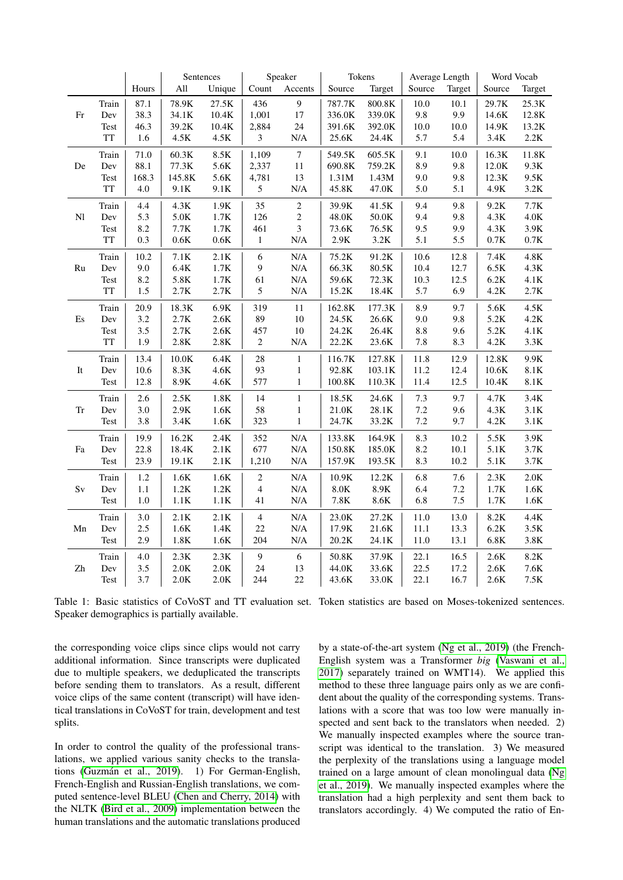| | | Hours | Sentences | | Speaker | | Tokens | | Average Length | | Word Vocab | |
|---|---|---|---|---|---|---|---|---|---|---|---|---|
| | | | All | Unique | Count | Accents | Source | Target | Source | Target | Source | Target |
| Fr | Train | 87.1 | 78.9K | 27.5K | 436 | 9 | 787.7K | 800.8K | 10.0 | 10.1 | 29.7K | 25.3K |
| | Dev | 38.3 | 34.1K | 10.4K | 1,001 | 17 | 336.0K | 339.0K | 9.8 | 9.9 | 14.6K | 12.8K |
| | Test | 46.3 | 39.2K | 10.4K | 2,884 | 24 | 391.6K | 392.0K | 10.0 | 10.0 | 14.9K | 13.2K |
| | TT | 1.6 | 4.5K | 4.5K | 3 | N/A | 25.6K | 24.4K | 5.7 | 5.4 | 3.4K | 2.2K |
| De | Train | 71.0 | 60.3K | 8.5K | 1,109 | 7 | 549.5K | 605.5K | 9.1 | 10.0 | 16.3K | 11.8K |
| | Dev | 88.1 | 77.3K | 5.6K | 2,337 | 11 | 690.8K | 759.2K | 8.9 | 9.8 | 12.0K | 9.3K |
| | Test | 168.3 | 145.8K | 5.6K | 4,781 | 13 | 1.31M | 1.43M | 9.0 | 9.8 | 12.3K | 9.5K |
| | TT | 4.0 | 9.1K | 9.1K | 5 | N/A | 45.8K | 47.0K | 5.0 | 5.1 | 4.9K | 3.2K |
| Nl | Train | 4.4 | 4.3K | 1.9K | 35 | 2 | 39.9K | 41.5K | 9.4 | 9.8 | 9.2K | 7.7K |
| | Dev | 5.3 | 5.0K | 1.7K | 126 | 2 | 48.0K | 50.0K | 9.4 | 9.8 | 4.3K | 4.0K |
| | Test | 8.2 | 7.7K | 1.7K | 461 | 3 | 73.6K | 76.5K | 9.5 | 9.9 | 4.3K | 3.9K |
| | TT | 0.3 | 0.6K | 0.6K | 1 | N/A | 2.9K | 3.2K | 5.1 | 5.5 | 0.7K | 0.7K |
| Ru | Train | 10.2 | 7.1K | 2.1K | 6 | N/A | 75.2K | 91.2K | 10.6 | 12.8 | 7.4K | 4.8K |
| | Dev | 9.0 | 6.4K | 1.7K | 9 | N/A | 66.3K | 80.5K | 10.4 | 12.7 | 6.5K | 4.3K |
| | Test | 8.2 | 5.8K | 1.7K | 61 | N/A | 59.6K | 72.3K | 10.3 | 12.5 | 6.2K | 4.1K |
| | TT | 1.5 | 2.7K | 2.7K | 5 | N/A | 15.2K | 18.4K | 5.7 | 6.9 | 4.2K | 2.7K |
| Es | Train | 20.9 | 18.3K | 6.9K | 319 | 11 | 162.8K | 177.3K | 8.9 | 9.7 | 5.6K | 4.5K |
| | Dev | 3.2 | 2.7K | 2.6K | 89 | 10 | 24.5K | 26.6K | 9.0 | 9.8 | 5.2K | 4.2K |
| | Test | 3.5 | 2.7K | 2.6K | 457 | 10 | 24.2K | 26.4K | 8.8 | 9.6 | 5.2K | 4.1K |
| | TT | 1.9 | 2.8K | 2.8K | 2 | N/A | 22.2K | 23.6K | 7.8 | 8.3 | 4.2K | 3.3K |
| It | Train | 13.4 | 10.0K | 6.4K | 28 | 1 | 116.7K | 127.8K | 11.8 | 12.9 | 12.8K | 9.9K |
| | Dev | 10.6 | 8.3K | 4.6K | 93 | 1 | 92.8K | 103.1K | 11.2 | 12.4 | 10.6K | 8.1K |
| | Test | 12.8 | 8.9K | 4.6K | 577 | 1 | 100.8K | 110.3K | 11.4 | 12.5 | 10.4K | 8.1K |
| Tr | Train | 2.6 | 2.5K | 1.8K | 14 | 1 | 18.5K | 24.6K | 7.3 | 9.7 | 4.7K | 3.4K |
| | Dev | 3.0 | 2.9K | 1.6K | 58 | 1 | 21.0K | 28.1K | 7.2 | 9.6 | 4.3K | 3.1K |
| | Test | 3.8 | 3.4K | 1.6K | 323 | 1 | 24.7K | 33.2K | 7.2 | 9.7 | 4.2K | 3.1K |
| Fa | Train | 19.9 | 16.2K | 2.4K | 352 | N/A | 133.8K | 164.9K | 8.3 | 10.2 | 5.5K | 3.9K |
| | Dev | 22.8 | 18.4K | 2.1K | 677 | N/A | 150.8K | 185.0K | 8.2 | 10.1 | 5.1K | 3.7K |
| | Test | 23.9 | 19.1K | 2.1K | 1,210 | N/A | 157.9K | 193.5K | 8.3 | 10.2 | 5.1K | 3.7K |
| Sv | Train | 1.2 | 1.6K | 1.6K | 2 | N/A | 10.9K | 12.2K | 6.8 | 7.6 | 2.3K | 2.0K |
| | Dev | 1.1 | 1.2K | 1.2K | 4 | N/A | 8.0K | 8.9K | 6.4 | 7.2 | 1.7K | 1.6K |
| | Test | 1.0 | 1.1K | 1.1K | 41 | N/A | 7.8K | 8.6K | 6.8 | 7.5 | 1.7K | 1.6K |
| Mn | Train | 3.0 | 2.1K | 2.1K | 4 | N/A | 23.0K | 27.2K | 11.0 | 13.0 | 8.2K | 4.4K |
| | Dev | 2.5 | 1.6K | 1.4K | 22 | N/A | 17.9K | 21.6K | 11.1 | 13.3 | 6.2K | 3.5K |
| | Test | 2.9 | 1.8K | 1.6K | 204 | N/A | 20.2K | 24.1K | 11.0 | 13.1 | 6.8K | 3.8K |
| Zh | Train | 4.0 | 2.3K | 2.3K | 9 | 6 | 50.8K | 37.9K | 22.1 | 16.5 | 2.6K | 8.2K |
| | Dev | 3.5 | 2.0K | 2.0K | 24 | 13 | 44.0K | 33.6K | 22.5 | 17.2 | 2.6K | 7.6K |
| | Test | 3.7 | 2.0K | 2.0K | 244 | 22 | 43.6K | 33.0K | 22.1 | 16.7 | 2.6K | 7.5K |

Table 1: Basic statistics of CoVoST and TT evaluation set. Token statistics are based on Moses-tokenized sentences. Speaker demographics is partially available.

the corresponding voice clips since clips would not carry additional information. Since transcripts were duplicated due to multiple speakers, we deduplicated the transcripts before sending them to translators. As a result, different voice clips of the same content (transcript) will have identical translations in CoVoST for train, development and test splits.

In order to control the quality of the professional translations, we applied various sanity checks to the translations (Guzmán et al., 2019). 1) For German-English, French-English and Russian-English translations, we computed sentence-level BLEU (Chen and Cherry, 2014) with the NLTK (Bird et al., 2009) implementation between the human translations and the automatic translations produced by a state-of-the-art system (Ng et al., 2019) (the French-English system was a Transformer *big* (Vaswani et al., 2017) separately trained on WMT14). We applied this method to these three language pairs only as we are confident about the quality of the corresponding systems. Translations with a score that was too low were manually inspected and sent back to the translators when needed. 2) We manually inspected examples where the source transcript was identical to the translation. 3) We measured the perplexity of the translations using a language model trained on a large amount of clean monolingual data (Ng et al., 2019). We manually inspected examples where the translation had a high perplexity and sent them back to translators accordingly. 4) We computed the ratio of En-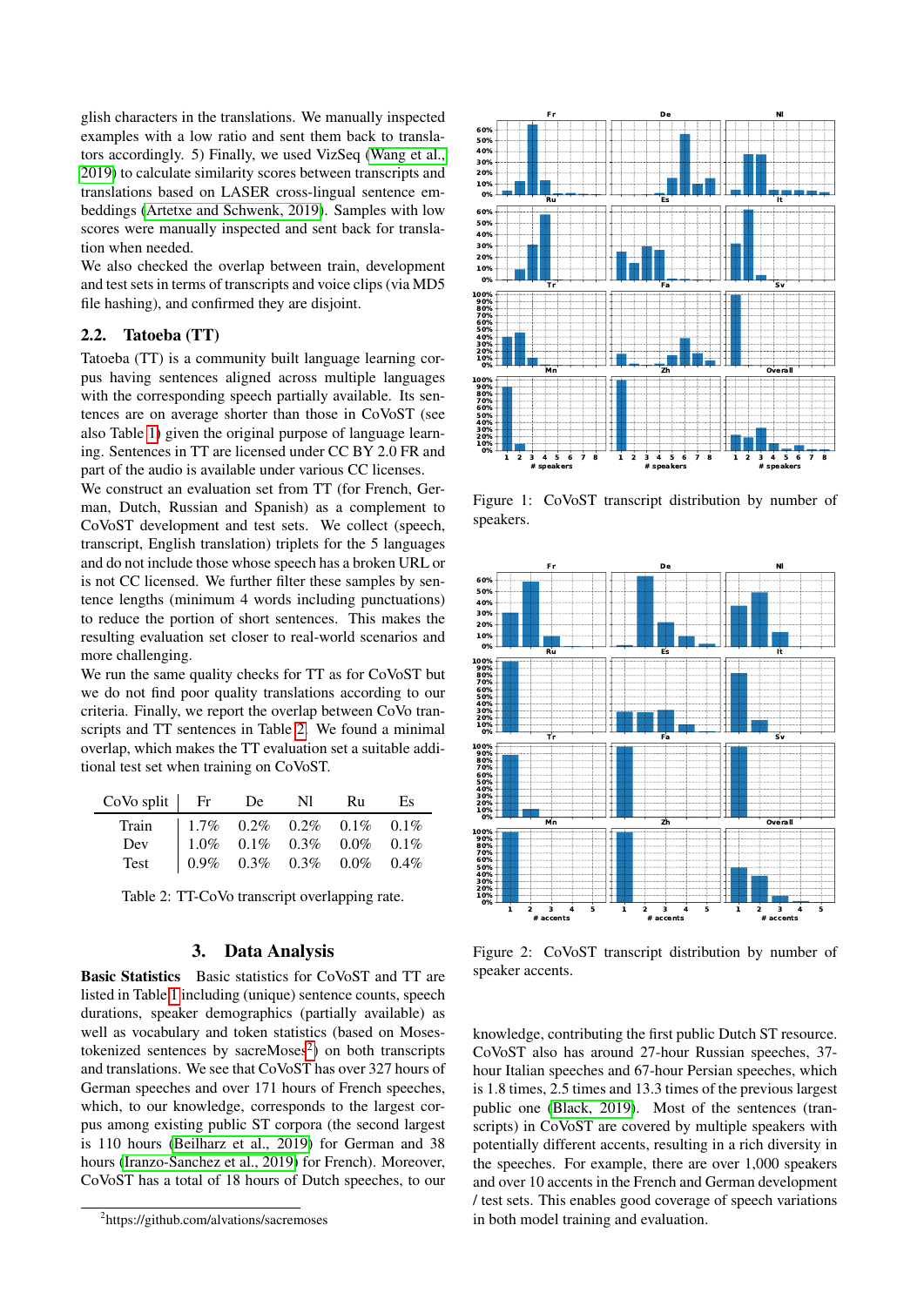glish characters in the translations. We manually inspected examples with a low ratio and sent them back to translators accordingly. 5) Finally, we used VizSeq (Wang et al., 2019) to calculate similarity scores between transcripts and translations based on LASER cross-lingual sentence embeddings (Artetxe and Schwenk, 2019). Samples with low scores were manually inspected and sent back for translation when needed.

We also checked the overlap between train, development and test sets in terms of transcripts and voice clips (via MD5 file hashing), and confirmed they are disjoint.

## 2.2. Tatoeba (TT)

Tatoeba (TT) is a community built language learning corpus having sentences aligned across multiple languages with the corresponding speech partially available. Its sentences are on average shorter than those in CoVoST (see also Table 1) given the original purpose of language learning. Sentences in TT are licensed under CC BY 2.0 FR and part of the audio is available under various CC licenses.

We construct an evaluation set from TT (for French, German, Dutch, Russian and Spanish) as a complement to CoVoST development and test sets. We collect (speech, transcript, English translation) triplets for the 5 languages and do not include those whose speech has a broken URL or is not CC licensed. We further filter these samples by sentence lengths (minimum 4 words including punctuations) to reduce the portion of short sentences. This makes the resulting evaluation set closer to real-world scenarios and more challenging.

We run the same quality checks for TT as for CoVoST but we do not find poor quality translations according to our criteria. Finally, we report the overlap between CoVo transcripts and TT sentences in Table 2. We found a minimal overlap, which makes the TT evaluation set a suitable additional test set when training on CoVoST.

| CoVo split | Fr | De | Nl | Ru | Es |
|---|---|---|---|---|---|
| Train | 1.7% | 0.2% | 0.2% | 0.1% | 0.1% |
| Dev | 1.0% | 0.1% | 0.3% | 0.0% | 0.1% |
| Test | 0.9% | 0.3% | 0.3% | 0.0% | 0.4% |

Table 2: TT-CoVo transcript overlapping rate.

# 3. Data Analysis

**Basic Statistics** Basic statistics for CoVoST and TT are listed in Table 1 including (unique) sentence counts, speech durations, speaker demographics (partially available) as well as vocabulary and token statistics (based on Moses-tokenized sentences by sacreMoses[2]) on both transcripts and translations. We see that CoVoST has over 327 hours of German speeches and over 171 hours of French speeches, which, to our knowledge, corresponds to the largest corpus among existing public ST corpora (the second largest is 110 hours (Beilharz et al., 2019) for German and 38 hours (Iranzo-Sanchez et al., 2019) for French). Moreover, CoVoST has a total of 18 hours of Dutch speeches, to our knowledge, contributing the first public Dutch ST resource. CoVoST also has around 27-hour Russian speeches, 37-hour Italian speeches and 67-hour Persian speeches, which is 1.8 times, 2.5 times and 13.3 times of the previous largest public one (Black, 2019). Most of the sentences (transcripts) in CoVoST are covered by multiple speakers with potentially different accents, resulting in a rich diversity in the speeches. For example, there are over 1,000 speakers and over 10 accents in the French and German development / test sets. This enables good coverage of speech variations in both model training and evaluation.

Figure 1: CoVoST transcript distribution by number of speakers.

Figure 2: CoVoST transcript distribution by number of speaker accents.

[2] https://github.com/alvations/sacremoses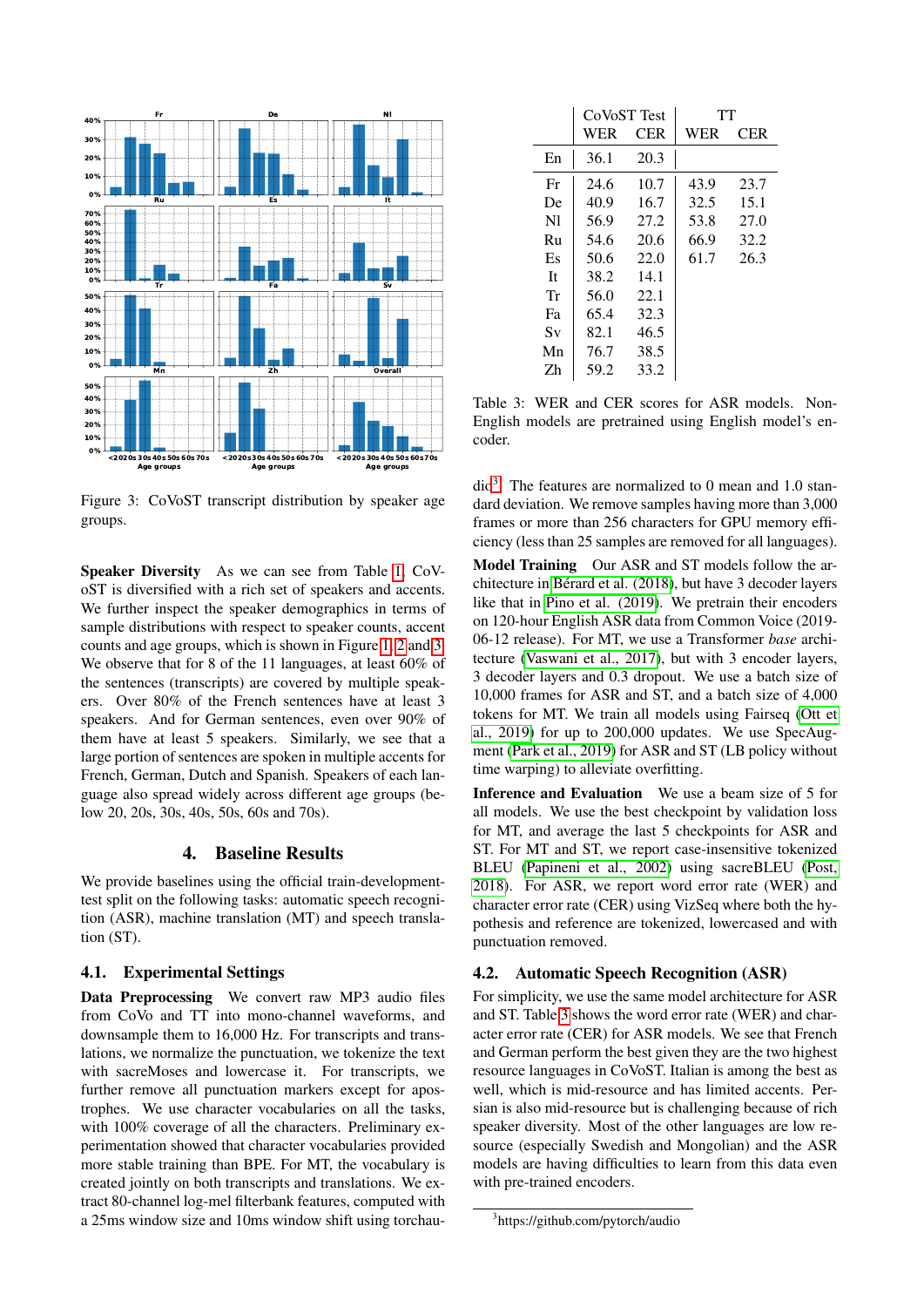Figure 3: CoVoST transcript distribution by speaker age groups.

**Speaker Diversity** As we can see from Table 1, CoVoST is diversified with a rich set of speakers and accents. We further inspect the speaker demographics in terms of sample distributions with respect to speaker counts, accent counts and age groups, which is shown in Figure 1, 2 and 3. We observe that for 8 of the 11 languages, at least 60% of the sentences (transcripts) are covered by multiple speakers. Over 80% of the French sentences have at least 3 speakers. And for German sentences, even over 90% of them have at least 5 speakers. Similarly, we see that a large portion of sentences are spoken in multiple accents for French, German, Dutch and Spanish. Speakers of each language also spread widely across different age groups (below 20, 20s, 30s, 40s, 50s, 60s and 70s).

## 4. Baseline Results

We provide baselines using the official train-development-test split on the following tasks: automatic speech recognition (ASR), machine translation (MT) and speech translation (ST).

### 4.1. Experimental Settings

**Data Preprocessing** We convert raw MP3 audio files from CoVo and TT into mono-channel waveforms, and downsample them to 16,000 Hz. For transcripts and translations, we normalize the punctuation, we tokenize the text with sacreMoses and lowercase it. For transcripts, we further remove all punctuation markers except for apostrophes. We use character vocabularies on all the tasks, with 100% coverage of all the characters. Preliminary experimentation showed that character vocabularies provided more stable training than BPE. For MT, the vocabulary is created jointly on both transcripts and translations. We extract 80-channel log-mel filterbank features, computed with a 25ms window size and 10ms window shift using torchaudio[3]. The features are normalized to 0 mean and 1.0 standard deviation. We remove samples having more than 3,000 frames or more than 256 characters for GPU memory efficiency (less than 25 samples are removed for all languages).

|  | CoVoST Test | | TT | |
|---|---|---|---|---|
|  | WER | CER | WER | CER |
| En | 36.1 | 20.3 | | |
| Fr | 24.6 | 10.7 | 43.9 | 23.7 |
| De | 40.9 | 16.7 | 32.5 | 15.1 |
| Nl | 56.9 | 27.2 | 53.8 | 27.0 |
| Ru | 54.6 | 20.6 | 66.9 | 32.2 |
| Es | 50.6 | 22.0 | 61.7 | 26.3 |
| It | 38.2 | 14.1 | | |
| Tr | 56.0 | 22.1 | | |
| Fa | 65.4 | 32.3 | | |
| Sv | 82.1 | 46.5 | | |
| Mn | 76.7 | 38.5 | | |
| Zh | 59.2 | 33.2 | | |

Table 3: WER and CER scores for ASR models. Non-English models are pretrained using English model's encoder.

**Model Training** Our ASR and ST models follow the architecture in Bérard et al. (2018), but have 3 decoder layers like that in Pino et al. (2019). We pretrain their encoders on 120-hour English ASR data from Common Voice (2019-06-12 release). For MT, we use a Transformer *base* architecture (Vaswani et al., 2017), but with 3 encoder layers, 3 decoder layers and 0.3 dropout. We use a batch size of 10,000 frames for ASR and ST, and a batch size of 4,000 tokens for MT. We train all models using Fairseq (Ott et al., 2019) for up to 200,000 updates. We use SpecAugment (Park et al., 2019) for ASR and ST (LB policy without time warping) to alleviate overfitting.

**Inference and Evaluation** We use a beam size of 5 for all models. We use the best checkpoint by validation loss for MT, and average the last 5 checkpoints for ASR and ST. For MT and ST, we report case-insensitive tokenized BLEU (Papineni et al., 2002) using sacreBLEU (Post, 2018). For ASR, we report word error rate (WER) and character error rate (CER) using VizSeq where both the hypothesis and reference are tokenized, lowercased and with punctuation removed.

### 4.2. Automatic Speech Recognition (ASR)

For simplicity, we use the same model architecture for ASR and ST. Table 3 shows the word error rate (WER) and character error rate (CER) for ASR models. We see that French and German perform the best given they are the two highest resource languages in CoVoST. Italian is among the best as well, which is mid-resource and has limited accents. Persian is also mid-resource but is challenging because of rich speaker diversity. Most of the other languages are low resource (especially Swedish and Mongolian) and the ASR models are having difficulties to learn from this data even with pre-trained encoders.

[3]https://github.com/pytorch/audio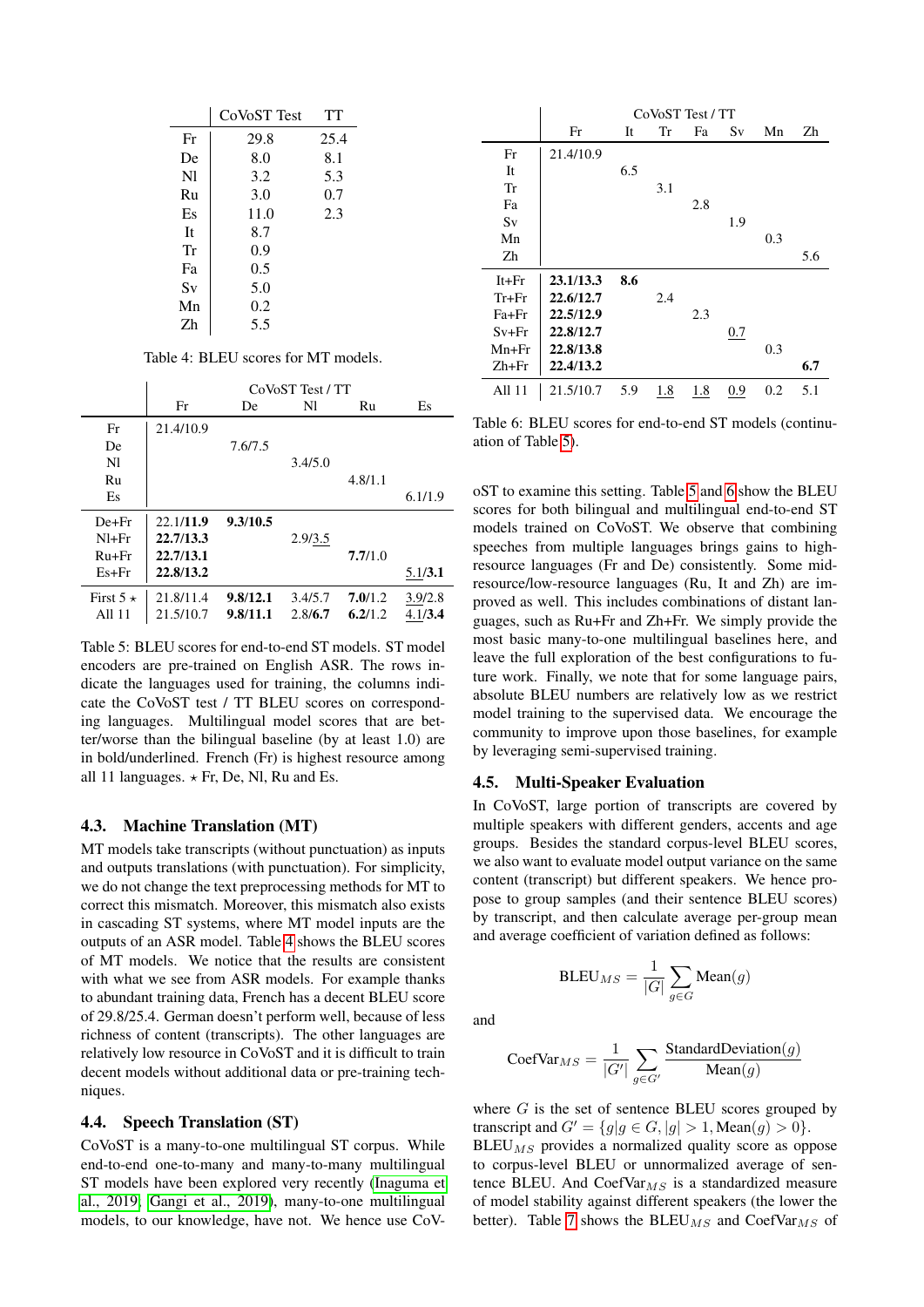|  | CoVoST Test | TT |
|---|---|---|
| Fr | 29.8 | 25.4 |
| De | 8.0 | 8.1 |
| Nl | 3.2 | 5.3 |
| Ru | 3.0 | 0.7 |
| Es | 11.0 | 2.3 |
| It | 8.7 |  |
| Tr | 0.9 |  |
| Fa | 0.5 |  |
| Sv | 5.0 |  |
| Mn | 0.2 |  |
| Zh | 5.5 |  |

Table 4: BLEU scores for MT models.

|  | CoVoST Test / TT | | | | |
|---|---|---|---|---|---|
|  | Fr | De | Nl | Ru | Es |
| Fr | 21.4/10.9 |  |  |  |  |
| De |  | 7.6/7.5 |  |  |  |
| Nl |  |  | 3.4/5.0 |  |  |
| Ru |  |  |  | 4.8/1.1 |  |
| Es |  |  |  |  | 6.1/1.9 |
| De+Fr | 22.1/**11.9** | **9.3/10.5** |  |  |  |
| Nl+Fr | **22.7/13.3** |  | 2.9/<u>3.5</u> |  |  |
| Ru+Fr | **22.7/13.1** |  |  | **7.7**/1.0 |  |
| Es+Fr | **22.8/13.2** |  |  |  | <u>5.1</u>/**3.1** |
| First 5 ⋆ | 21.8/11.4 | **9.8/12.1** | 3.4/5.7 | **7.0**/1.2 | <u>3.9</u>/2.8 |
| All 11 | 21.5/10.7 | **9.8/11.1** | 2.8/**6.7** | **6.2**/1.2 | <u>4.1</u>/**3.4** |

Table 5: BLEU scores for end-to-end ST models. ST model encoders are pre-trained on English ASR. The rows indicate the languages used for training, the columns indicate the CoVoST test / TT BLEU scores on corresponding languages. Multilingual model scores that are better/worse than the bilingual baseline (by at least 1.0) are in bold/underlined. French (Fr) is highest resource among all 11 languages. ⋆ Fr, De, Nl, Ru and Es.

### 4.3. Machine Translation (MT)

MT models take transcripts (without punctuation) as inputs and outputs translations (with punctuation). For simplicity, we do not change the text preprocessing methods for MT to correct this mismatch. Moreover, this mismatch also exists in cascading ST systems, where MT model inputs are the outputs of an ASR model. Table 4 shows the BLEU scores of MT models. We notice that the results are consistent with what we see from ASR models. For example thanks to abundant training data, French has a decent BLEU score of 29.8/25.4. German doesn't perform well, because of less richness of content (transcripts). The other languages are relatively low resource in CoVoST and it is difficult to train decent models without additional data or pre-training techniques.

### 4.4. Speech Translation (ST)

CoVoST is a many-to-one multilingual ST corpus. While end-to-end one-to-many and many-to-many multilingual ST models have been explored very recently (Inaguma et al., 2019; Gangi et al., 2019), many-to-one multilingual models, to our knowledge, have not. We hence use CoVoST to examine this setting. Table 5 and 6 show the BLEU scores for both bilingual and multilingual end-to-end ST models trained on CoVoST. We observe that combining speeches from multiple languages brings gains to high-resource languages (Fr and De) consistently. Some mid-resource/low-resource languages (Ru, It and Zh) are improved as well. This includes combinations of distant languages, such as Ru+Fr and Zh+Fr. We simply provide the most basic many-to-one multilingual baselines here, and leave the full exploration of the best configurations to future work. Finally, we note that for some language pairs, absolute BLEU numbers are relatively low as we restrict model training to the supervised data. We encourage the community to improve upon those baselines, for example by leveraging semi-supervised training.

|  | CoVoST Test / TT | | | | | | |
|---|---|---|---|---|---|---|---|
|  | Fr | It | Tr | Fa | Sv | Mn | Zh |
| Fr | 21.4/10.9 |  |  |  |  |  |  |
| It |  | 6.5 |  |  |  |  |  |
| Tr |  |  | 3.1 |  |  |  |  |
| Fa |  |  |  | 2.8 |  |  |  |
| Sv |  |  |  |  | 1.9 |  |  |
| Mn |  |  |  |  |  | 0.3 |  |
| Zh |  |  |  |  |  |  | 5.6 |
| It+Fr | **23.1/13.3** | **8.6** |  |  |  |  |  |
| Tr+Fr | **22.6/12.7** |  | 2.4 |  |  |  |  |
| Fa+Fr | **22.5/12.9** |  |  | 2.3 |  |  |  |
| Sv+Fr | **22.8/12.7** |  |  |  | <u>0.7</u> |  |  |
| Mn+Fr | **22.8/13.8** |  |  |  |  | 0.3 |  |
| Zh+Fr | **22.4/13.2** |  |  |  |  |  | **6.7** |
| All 11 | 21.5/10.7 | 5.9 | <u>1.8</u> | <u>1.8</u> | <u>0.9</u> | 0.2 | 5.1 |

Table 6: BLEU scores for end-to-end ST models (continuation of Table 5).

### 4.5. Multi-Speaker Evaluation

In CoVoST, large portion of transcripts are covered by multiple speakers with different genders, accents and age groups. Besides the standard corpus-level BLEU scores, we also want to evaluate model output variance on the same content (transcript) but different speakers. We hence propose to group samples (and their sentence BLEU scores) by transcript, and then calculate average per-group mean and average coefficient of variation defined as follows:

$$\text{BLEU}_{MS} = \frac{1}{|G|}\sum_{g\in G}\text{Mean}(g)$$

and

$$\text{CoefVar}_{MS} = \frac{1}{|G'|}\sum_{g\in G'}\frac{\text{StandardDeviation}(g)}{\text{Mean}(g)}$$

where $G$ is the set of sentence BLEU scores grouped by transcript and $G' = \{g|g \in G, |g| > 1, \text{Mean}(g) > 0\}$. $\text{BLEU}_{MS}$ provides a normalized quality score as oppose to corpus-level BLEU or unnormalized average of sentence BLEU. And $\text{CoefVar}_{MS}$ is a standardized measure of model stability against different speakers (the lower the better). Table 7 shows the $\text{BLEU}_{MS}$ and $\text{CoefVar}_{MS}$ of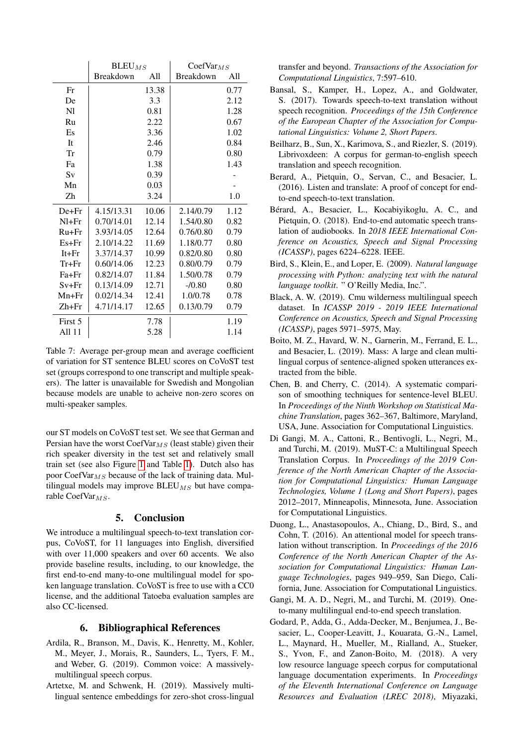| | $\text{BLEU}_{MS}$ | | $\text{CoefVar}_{MS}$ | |
|---|---|---|---|---|
| | Breakdown | All | Breakdown | All |
| Fr | | 13.38 | | 0.77 |
| De | | 3.3 | | 2.12 |
| Nl | | 0.81 | | 1.28 |
| Ru | | 2.22 | | 0.67 |
| Es | | 3.36 | | 1.02 |
| It | | 2.46 | | 0.84 |
| Tr | | 0.79 | | 0.80 |
| Fa | | 1.38 | | 1.43 |
| Sv | | 0.39 | | - |
| Mn | | 0.03 | | - |
| Zh | | 3.24 | | 1.0 |
| De+Fr | 4.15/13.31 | 10.06 | 2.14/0.79 | 1.12 |
| Nl+Fr | 0.70/14.01 | 12.14 | 1.54/0.80 | 0.82 |
| Ru+Fr | 3.93/14.05 | 12.64 | 0.76/0.80 | 0.79 |
| Es+Fr | 2.10/14.22 | 11.69 | 1.18/0.77 | 0.80 |
| It+Fr | 3.37/14.37 | 10.99 | 0.82/0.80 | 0.80 |
| Tr+Fr | 0.60/14.06 | 12.23 | 0.80/0.79 | 0.79 |
| Fa+Fr | 0.82/14.07 | 11.84 | 1.50/0.78 | 0.79 |
| Sv+Fr | 0.13/14.09 | 12.71 | -/0.80 | 0.80 |
| Mn+Fr | 0.02/14.34 | 12.41 | 1.0/0.78 | 0.78 |
| Zh+Fr | 4.71/14.17 | 12.65 | 0.13/0.79 | 0.79 |
| First 5 | | 7.78 | | 1.19 |
| All 11 | | 5.28 | | 1.14 |

Table 7: Average per-group mean and average coefficient of variation for ST sentence BLEU scores on CoVoST test set (groups correspond to one transcript and multiple speakers). The latter is unavailable for Swedish and Mongolian because models are unable to acheive non-zero scores on multi-speaker samples.

our ST models on CoVoST test set. We see that German and Persian have the worst $\text{CoefVar}_{MS}$ (least stable) given their rich speaker diversity in the test set and relatively small train set (see also Figure 1 and Table 1). Dutch also has poor $\text{CoefVar}_{MS}$ because of the lack of training data. Multilingual models may improve $\text{BLEU}_{MS}$ but have comparable $\text{CoefVar}_{MS}$.

## 5. Conclusion

We introduce a multilingual speech-to-text translation corpus, CoVoST, for 11 languages into English, diversified with over 11,000 speakers and over 60 accents. We also provide baseline results, including, to our knowledge, the first end-to-end many-to-one multilingual model for spoken language translation. CoVoST is free to use with a CC0 license, and the additional Tatoeba evaluation samples are also CC-licensed.

## 6. Bibliographical References

Ardila, R., Branson, M., Davis, K., Henretty, M., Kohler, M., Meyer, J., Morais, R., Saunders, L., Tyers, F. M., and Weber, G. (2019). Common voice: A massively-multilingual speech corpus.

Artetxe, M. and Schwenk, H. (2019). Massively multilingual sentence embeddings for zero-shot cross-lingual transfer and beyond. *Transactions of the Association for Computational Linguistics*, 7:597–610.

Bansal, S., Kamper, H., Lopez, A., and Goldwater, S. (2017). Towards speech-to-text translation without speech recognition. *Proceedings of the 15th Conference of the European Chapter of the Association for Computational Linguistics: Volume 2, Short Papers*.

Beilharz, B., Sun, X., Karimova, S., and Riezler, S. (2019). Librivoxdeen: A corpus for german-to-english speech translation and speech recognition.

Berard, A., Pietquin, O., Servan, C., and Besacier, L. (2016). Listen and translate: A proof of concept for end-to-end speech-to-text translation.

Bérard, A., Besacier, L., Kocabiyikoglu, A. C., and Pietquin, O. (2018). End-to-end automatic speech translation of audiobooks. In *2018 IEEE International Conference on Acoustics, Speech and Signal Processing (ICASSP)*, pages 6224–6228. IEEE.

Bird, S., Klein, E., and Loper, E. (2009). *Natural language processing with Python: analyzing text with the natural language toolkit*. " O'Reilly Media, Inc.".

Black, A. W. (2019). Cmu wilderness multilingual speech dataset. In *ICASSP 2019 - 2019 IEEE International Conference on Acoustics, Speech and Signal Processing (ICASSP)*, pages 5971–5975, May.

Boito, M. Z., Havard, W. N., Garnerin, M., Ferrand, E. L., and Besacier, L. (2019). Mass: A large and clean multilingual corpus of sentence-aligned spoken utterances extracted from the bible.

Chen, B. and Cherry, C. (2014). A systematic comparison of smoothing techniques for sentence-level BLEU. In *Proceedings of the Ninth Workshop on Statistical Machine Translation*, pages 362–367, Baltimore, Maryland, USA, June. Association for Computational Linguistics.

Di Gangi, M. A., Cattoni, R., Bentivogli, L., Negri, M., and Turchi, M. (2019). MuST-C: a Multilingual Speech Translation Corpus. In *Proceedings of the 2019 Conference of the North American Chapter of the Association for Computational Linguistics: Human Language Technologies, Volume 1 (Long and Short Papers)*, pages 2012–2017, Minneapolis, Minnesota, June. Association for Computational Linguistics.

Duong, L., Anastasopoulos, A., Chiang, D., Bird, S., and Cohn, T. (2016). An attentional model for speech translation without transcription. In *Proceedings of the 2016 Conference of the North American Chapter of the Association for Computational Linguistics: Human Language Technologies*, pages 949–959, San Diego, California, June. Association for Computational Linguistics.

Gangi, M. A. D., Negri, M., and Turchi, M. (2019). One-to-many multilingual end-to-end speech translation.

Godard, P., Adda, G., Adda-Decker, M., Benjumea, J., Besacier, L., Cooper-Leavitt, J., Kouarata, G.-N., Lamel, L., Maynard, H., Mueller, M., Rialland, A., Stueker, S., Yvon, F., and Zanon-Boito, M. (2018). A very low resource language speech corpus for computational language documentation experiments. In *Proceedings of the Eleventh International Conference on Language Resources and Evaluation (LREC 2018)*, Miyazaki,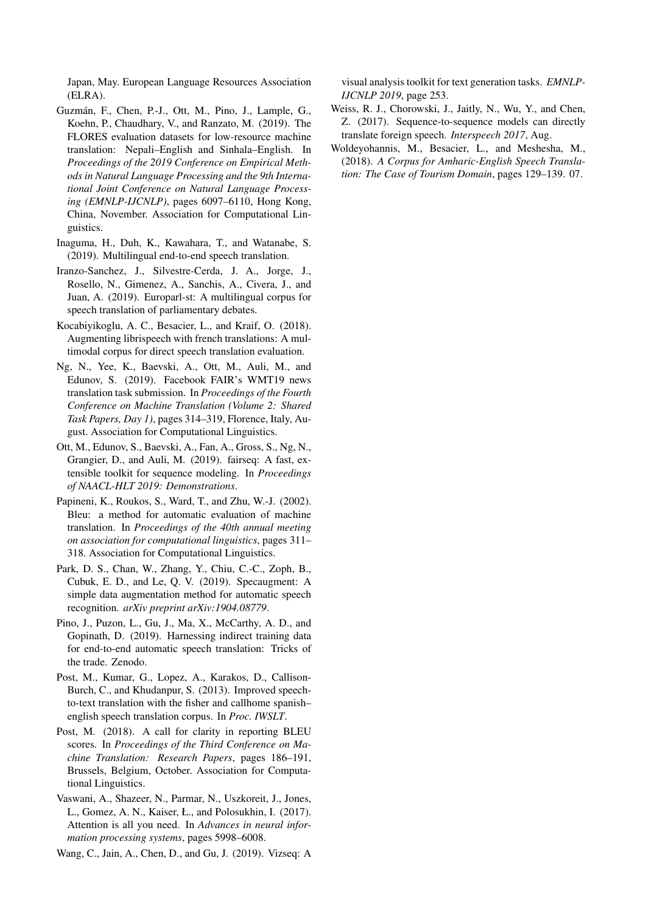Japan, May. European Language Resources Association (ELRA).

Guzmán, F., Chen, P.-J., Ott, M., Pino, J., Lample, G., Koehn, P., Chaudhary, V., and Ranzato, M. (2019). The FLORES evaluation datasets for low-resource machine translation: Nepali–English and Sinhala–English. In *Proceedings of the 2019 Conference on Empirical Methods in Natural Language Processing and the 9th International Joint Conference on Natural Language Processing (EMNLP-IJCNLP)*, pages 6097–6110, Hong Kong, China, November. Association for Computational Linguistics.

Inaguma, H., Duh, K., Kawahara, T., and Watanabe, S. (2019). Multilingual end-to-end speech translation.

Iranzo-Sanchez, J., Silvestre-Cerda, J. A., Jorge, J., Rosello, N., Gimenez, A., Sanchis, A., Civera, J., and Juan, A. (2019). Europarl-st: A multilingual corpus for speech translation of parliamentary debates.

Kocabiyikoglu, A. C., Besacier, L., and Kraif, O. (2018). Augmenting librispeech with french translations: A multimodal corpus for direct speech translation evaluation.

Ng, N., Yee, K., Baevski, A., Ott, M., Auli, M., and Edunov, S. (2019). Facebook FAIR's WMT19 news translation task submission. In *Proceedings of the Fourth Conference on Machine Translation (Volume 2: Shared Task Papers, Day 1)*, pages 314–319, Florence, Italy, August. Association for Computational Linguistics.

Ott, M., Edunov, S., Baevski, A., Fan, A., Gross, S., Ng, N., Grangier, D., and Auli, M. (2019). fairseq: A fast, extensible toolkit for sequence modeling. In *Proceedings of NAACL-HLT 2019: Demonstrations*.

Papineni, K., Roukos, S., Ward, T., and Zhu, W.-J. (2002). Bleu: a method for automatic evaluation of machine translation. In *Proceedings of the 40th annual meeting on association for computational linguistics*, pages 311–318. Association for Computational Linguistics.

Park, D. S., Chan, W., Zhang, Y., Chiu, C.-C., Zoph, B., Cubuk, E. D., and Le, Q. V. (2019). Specaugment: A simple data augmentation method for automatic speech recognition. *arXiv preprint arXiv:1904.08779*.

Pino, J., Puzon, L., Gu, J., Ma, X., McCarthy, A. D., and Gopinath, D. (2019). Harnessing indirect training data for end-to-end automatic speech translation: Tricks of the trade. Zenodo.

Post, M., Kumar, G., Lopez, A., Karakos, D., Callison-Burch, C., and Khudanpur, S. (2013). Improved speech-to-text translation with the fisher and callhome spanish–english speech translation corpus. In *Proc. IWSLT*.

Post, M. (2018). A call for clarity in reporting BLEU scores. In *Proceedings of the Third Conference on Machine Translation: Research Papers*, pages 186–191, Brussels, Belgium, October. Association for Computational Linguistics.

Vaswani, A., Shazeer, N., Parmar, N., Uszkoreit, J., Jones, L., Gomez, A. N., Kaiser, Ł., and Polosukhin, I. (2017). Attention is all you need. In *Advances in neural information processing systems*, pages 5998–6008.

Wang, C., Jain, A., Chen, D., and Gu, J. (2019). Vizseq: A visual analysis toolkit for text generation tasks. *EMNLP-IJCNLP 2019*, page 253.

Weiss, R. J., Chorowski, J., Jaitly, N., Wu, Y., and Chen, Z. (2017). Sequence-to-sequence models can directly translate foreign speech. *Interspeech 2017*, Aug.

Woldeyohannis, M., Besacier, L., and Meshesha, M., (2018). *A Corpus for Amharic-English Speech Translation: The Case of Tourism Domain*, pages 129–139. 07.